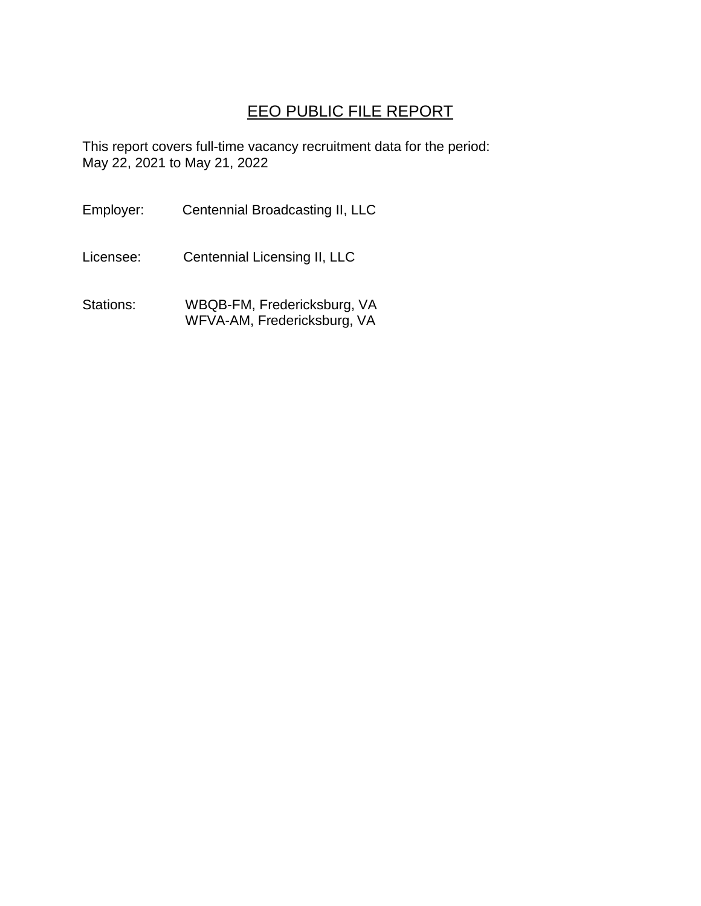# EEO PUBLIC FILE REPORT

This report covers full-time vacancy recruitment data for the period:
May 22, 2021 to May 21, 2022

Employer: Centennial Broadcasting II, LLC

Licensee: Centennial Licensing II, LLC

Stations: WBQB-FM, Fredericksburg, VA
WFVA-AM, Fredericksburg, VA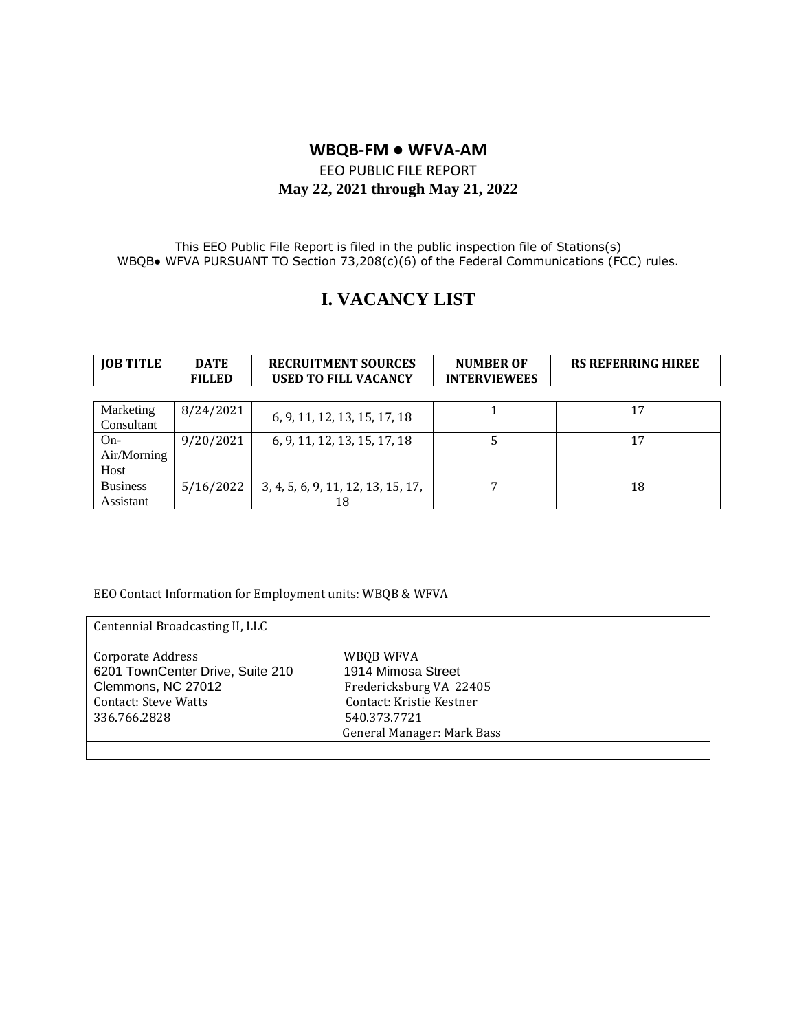## WBQB-FM ● WFVA-AM

EEO PUBLIC FILE REPORT

**May 22, 2021 through May 21, 2022**

This EEO Public File Report is filed in the public inspection file of Stations(s) WBQB● WFVA PURSUANT TO Section 73,208(c)(6) of the Federal Communications (FCC) rules.

# I. VACANCY LIST

| JOB TITLE | DATE FILLED | RECRUITMENT SOURCES USED TO FILL VACANCY | NUMBER OF INTERVIEWEES | RS REFERRING HIREE |
|---|---|---|---|---|
| Marketing Consultant | 8/24/2021 | 6, 9, 11, 12, 13, 15, 17, 18 | 1 | 17 |
| On-Air/Morning Host | 9/20/2021 | 6, 9, 11, 12, 13, 15, 17, 18 | 5 | 17 |
| Business Assistant | 5/16/2022 | 3, 4, 5, 6, 9, 11, 12, 13, 15, 17, 18 | 7 | 18 |

EEO Contact Information for Employment units: WBQB & WFVA

Centennial Broadcasting II, LLC

| Corporate Address | WBQB WFVA |
|---|---|
| 6201 TownCenter Drive, Suite 210 | 1914 Mimosa Street |
| Clemmons, NC 27012 | Fredericksburg VA 22405 |
| Contact: Steve Watts | Contact: Kristie Kestner |
| 336.766.2828 | 540.373.7721 |
| | General Manager: Mark Bass |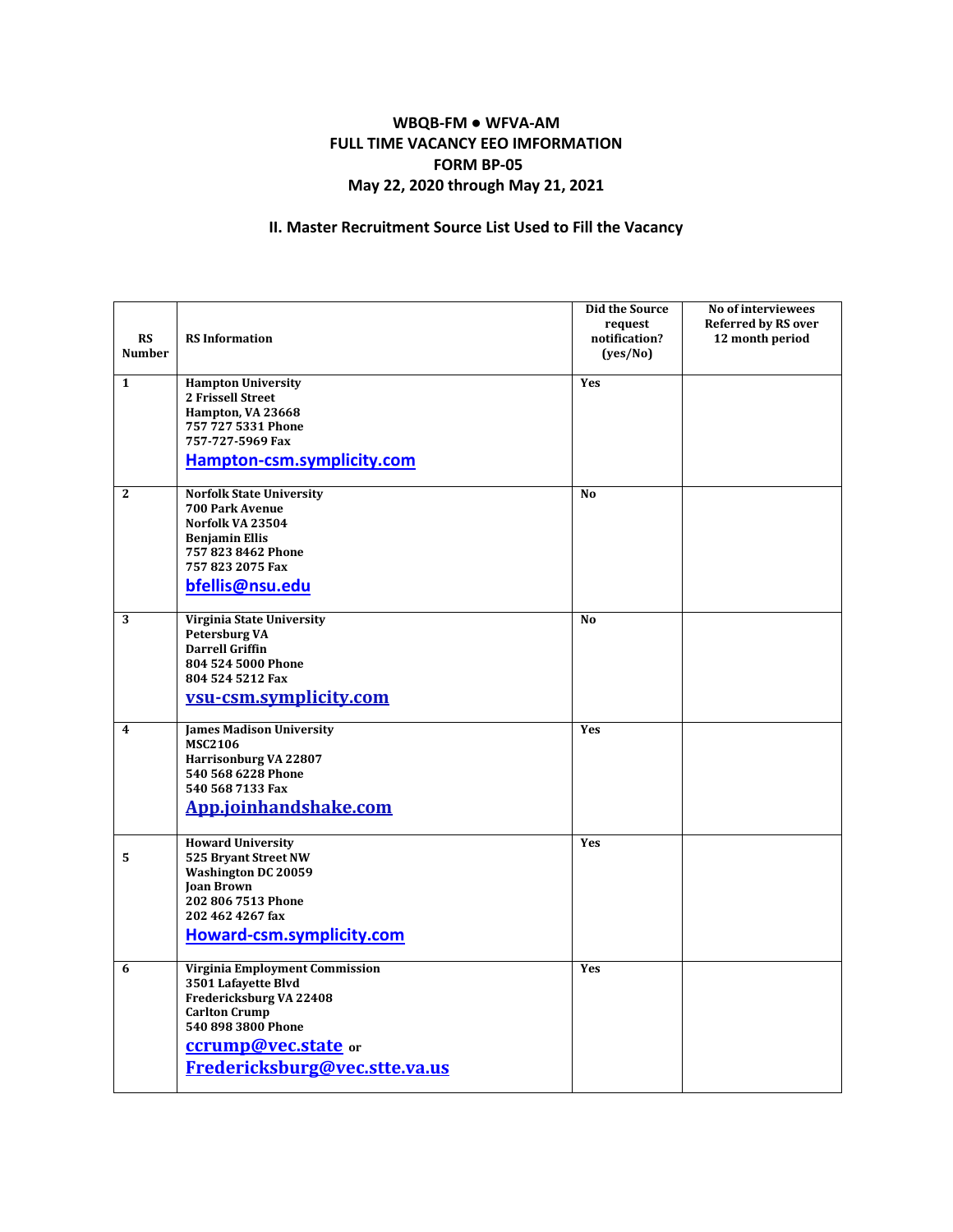# WBQB-FM ● WFVA-AM
# FULL TIME VACANCY EEO IMFORMATION
# FORM BP-05
# May 22, 2020 through May 21, 2021

## II. Master Recruitment Source List Used to Fill the Vacancy

| RS Number | RS Information | Did the Source request notification? (yes/No) | No of interviewees Referred by RS over 12 month period |
|---|---|---|---|
| 1 | **Hampton University**<br>2 Frissell Street<br>Hampton, VA 23668<br>757 727 5331 Phone<br>757-727-5969 Fax<br>Hampton-csm.symplicity.com | Yes | |
| 2 | **Norfolk State University**<br>700 Park Avenue<br>Norfolk VA 23504<br>Benjamin Ellis<br>757 823 8462 Phone<br>757 823 2075 Fax<br>bfellis@nsu.edu | No | |
| 3 | **Virginia State University**<br>Petersburg VA<br>Darrell Griffin<br>804 524 5000 Phone<br>804 524 5212 Fax<br>vsu-csm.symplicity.com | No | |
| 4 | **James Madison University**<br>MSC2106<br>Harrisonburg VA 22807<br>540 568 6228 Phone<br>540 568 7133 Fax<br>App.joinhandshake.com | Yes | |
| 5 | **Howard University**<br>525 Bryant Street NW<br>Washington DC 20059<br>Joan Brown<br>202 806 7513 Phone<br>202 462 4267 fax<br>Howard-csm.symplicity.com | Yes | |
| 6 | **Virginia Employment Commission**<br>3501 Lafayette Blvd<br>Fredericksburg VA 22408<br>Carlton Crump<br>540 898 3800 Phone<br>ccrump@vec.state or<br>Fredericksburg@vec.stte.va.us | Yes | |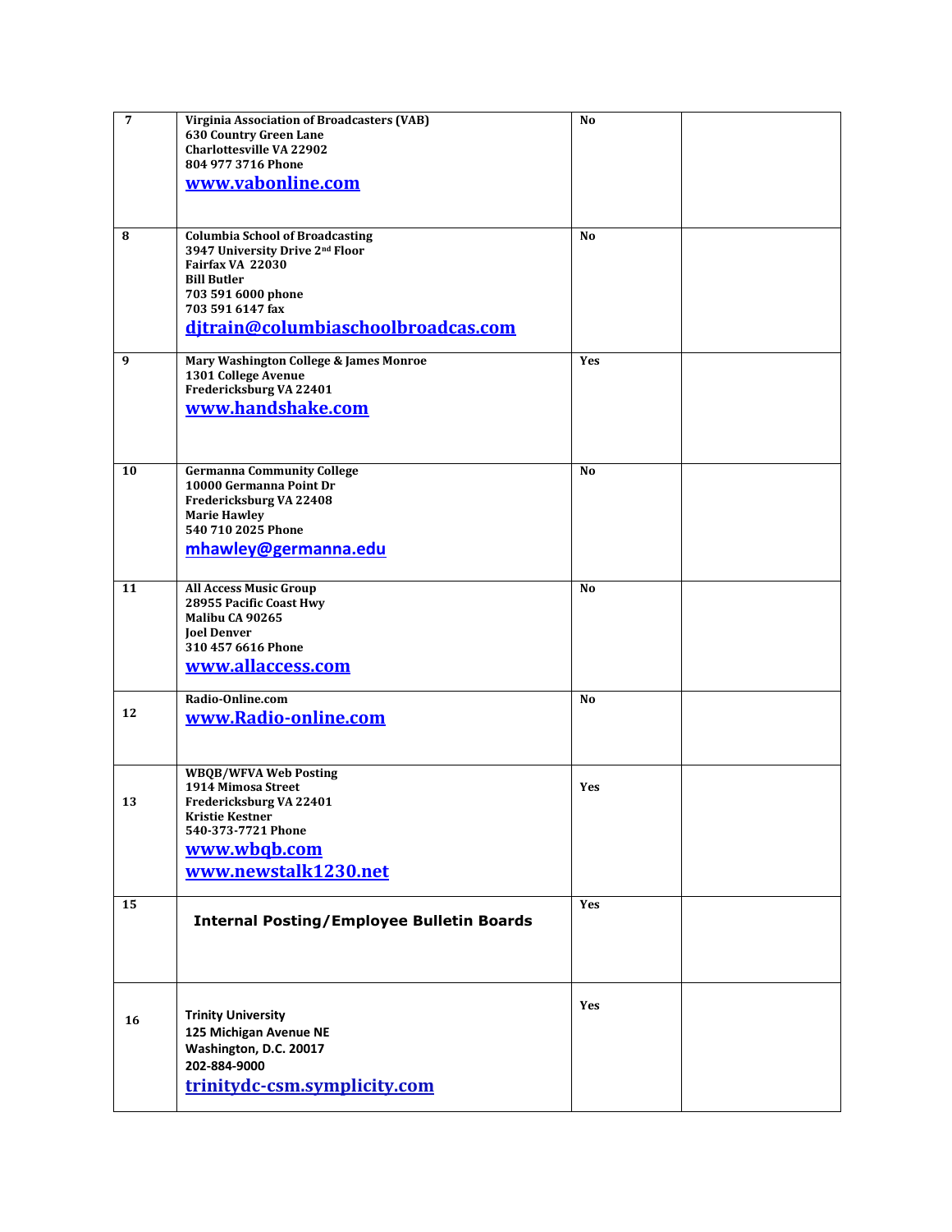| | | | |
|---|---|---|---|
| 7 | **Virginia Association of Broadcasters (VAB)**<br>**630 Country Green Lane**<br>**Charlottesville VA 22902**<br>**804 977 3716 Phone**<br>**www.vabonline.com** | **No** | |
| 8 | **Columbia School of Broadcasting**<br>**3947 University Drive 2nd Floor**<br>**Fairfax VA 22030**<br>**Bill Butler**<br>**703 591 6000 phone**<br>**703 591 6147 fax**<br>**djtrain@columbiaschoolbroadcas.com** | **No** | |
| 9 | **Mary Washington College & James Monroe**<br>**1301 College Avenue**<br>**Fredericksburg VA 22401**<br>**www.handshake.com** | **Yes** | |
| 10 | **Germanna Community College**<br>**10000 Germanna Point Dr**<br>**Fredericksburg VA 22408**<br>**Marie Hawley**<br>**540 710 2025 Phone**<br>**mhawley@germanna.edu** | **No** | |
| 11 | **All Access Music Group**<br>**28955 Pacific Coast Hwy**<br>**Malibu CA 90265**<br>**Joel Denver**<br>**310 457 6616 Phone**<br>**www.allaccess.com** | **No** | |
| 12 | **Radio-Online.com**<br>**www.Radio-online.com** | **No** | |
| 13 | **WBQB/WFVA Web Posting**<br>**1914 Mimosa Street**<br>**Fredericksburg VA 22401**<br>**Kristie Kestner**<br>**540-373-7721 Phone**<br>**www.wbqb.com**<br>**www.newstalk1230.net** | **Yes** | |
| 15 | **Internal Posting/Employee Bulletin Boards** | **Yes** | |
| 16 | **Trinity University**<br>**125 Michigan Avenue NE**<br>**Washington, D.C. 20017**<br>**202-884-9000**<br>**trinitydc-csm.symplicity.com** | **Yes** | |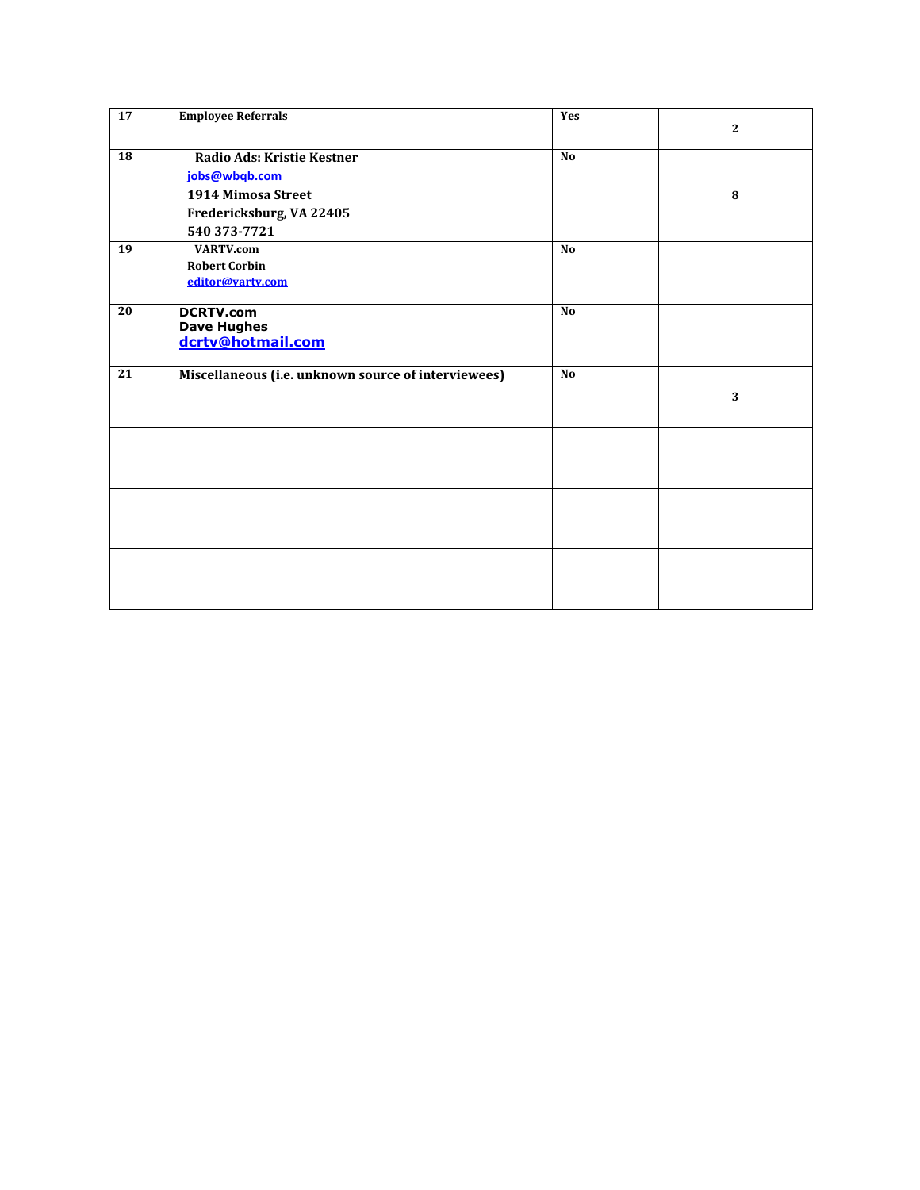| 17 | **Employee Referrals** | **Yes** | **2** |
|---|---|---|---|
| **18** | **Radio Ads: Kristie Kestner**<br>**jobs@wbqb.com**<br>**1914 Mimosa Street**<br>**Fredericksburg, VA 22405**<br>**540 373-7721** | **No** | **8** |
| **19** | **VARTV.com**<br>**Robert Corbin**<br>**editor@vartv.com** | **No** | |
| **20** | **DCRTV.com**<br>**Dave Hughes**<br>**dcrtv@hotmail.com** | **No** | |
| **21** | **Miscellaneous (i.e. unknown source of interviewees)** | **No** | **3** |
| | | | |
| | | | |
| | | | |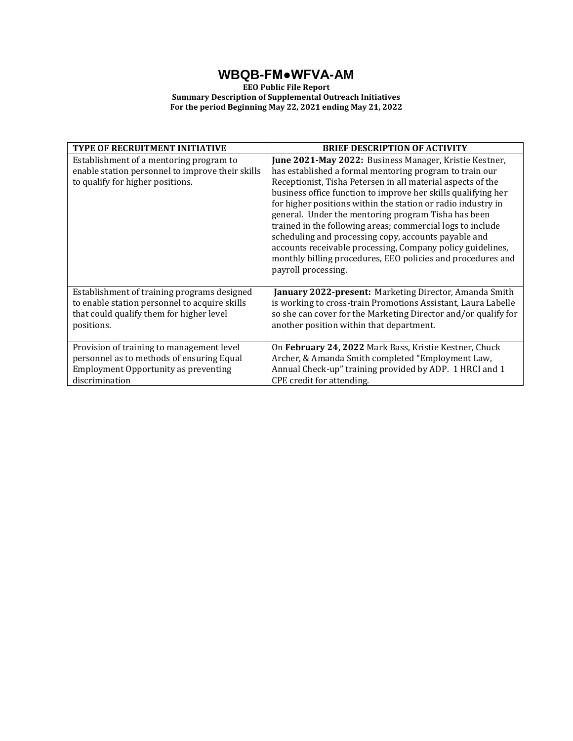# WBQB-FM●WFVA-AM

**EEO Public File Report**
**Summary Description of Supplemental Outreach Initiatives**
**For the period Beginning May 22, 2021 ending May 21, 2022**

| TYPE OF RECRUITMENT INITIATIVE | BRIEF DESCRIPTION OF ACTIVITY |
|---|---|
| Establishment of a mentoring program to enable station personnel to improve their skills to qualify for higher positions. | **June 2021-May 2022:** Business Manager, Kristie Kestner, has established a formal mentoring program to train our Receptionist, Tisha Petersen in all material aspects of the business office function to improve her skills qualifying her for higher positions within the station or radio industry in general. Under the mentoring program Tisha has been trained in the following areas; commercial logs to include scheduling and processing copy, accounts payable and accounts receivable processing, Company policy guidelines, monthly billing procedures, EEO policies and procedures and payroll processing. |
| Establishment of training programs designed to enable station personnel to acquire skills that could qualify them for higher level positions. | **January 2022-present:** Marketing Director, Amanda Smith is working to cross-train Promotions Assistant, Laura Labelle so she can cover for the Marketing Director and/or qualify for another position within that department. |
| Provision of training to management level personnel as to methods of ensuring Equal Employment Opportunity as preventing discrimination | On **February 24, 2022** Mark Bass, Kristie Kestner, Chuck Archer, & Amanda Smith completed "Employment Law, Annual Check-up" training provided by ADP. 1 HRCI and 1 CPE credit for attending. |